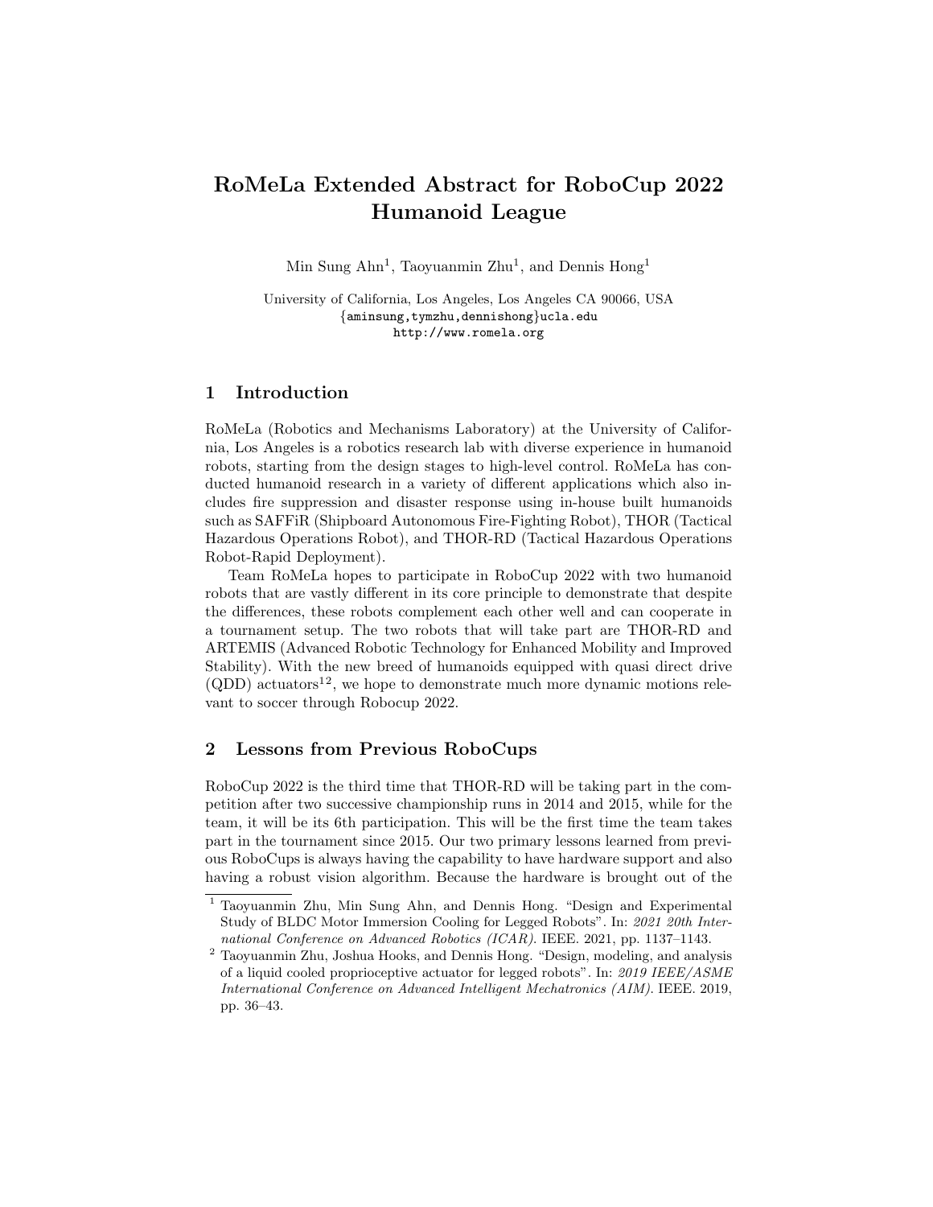# RoMeLa Extended Abstract for RoboCup 2022 Humanoid League

Min Sung Ahn[1], Taoyuanmin Zhu[1], and Dennis Hong[1]

University of California, Los Angeles, Los Angeles CA 90066, USA
{aminsung,tymzhu,dennishong}ucla.edu
http://www.romela.org

## 1 Introduction

RoMeLa (Robotics and Mechanisms Laboratory) at the University of California, Los Angeles is a robotics research lab with diverse experience in humanoid robots, starting from the design stages to high-level control. RoMeLa has conducted humanoid research in a variety of different applications which also includes fire suppression and disaster response using in-house built humanoids such as SAFFiR (Shipboard Autonomous Fire-Fighting Robot), THOR (Tactical Hazardous Operations Robot), and THOR-RD (Tactical Hazardous Operations Robot-Rapid Deployment).

Team RoMeLa hopes to participate in RoboCup 2022 with two humanoid robots that are vastly different in its core principle to demonstrate that despite the differences, these robots complement each other well and can cooperate in a tournament setup. The two robots that will take part are THOR-RD and ARTEMIS (Advanced Robotic Technology for Enhanced Mobility and Improved Stability). With the new breed of humanoids equipped with quasi direct drive (QDD) actuators[1,2], we hope to demonstrate much more dynamic motions relevant to soccer through Robocup 2022.

## 2 Lessons from Previous RoboCups

RoboCup 2022 is the third time that THOR-RD will be taking part in the competition after two successive championship runs in 2014 and 2015, while for the team, it will be its 6th participation. This will be the first time the team takes part in the tournament since 2015. Our two primary lessons learned from previous RoboCups is always having the capability to have hardware support and also having a robust vision algorithm. Because the hardware is brought out of the

---

[1] Taoyuanmin Zhu, Min Sung Ahn, and Dennis Hong. "Design and Experimental Study of BLDC Motor Immersion Cooling for Legged Robots". In: *2021 20th International Conference on Advanced Robotics (ICAR)*. IEEE. 2021, pp. 1137–1143.

[2] Taoyuanmin Zhu, Joshua Hooks, and Dennis Hong. "Design, modeling, and analysis of a liquid cooled proprioceptive actuator for legged robots". In: *2019 IEEE/ASME International Conference on Advanced Intelligent Mechatronics (AIM)*. IEEE. 2019, pp. 36–43.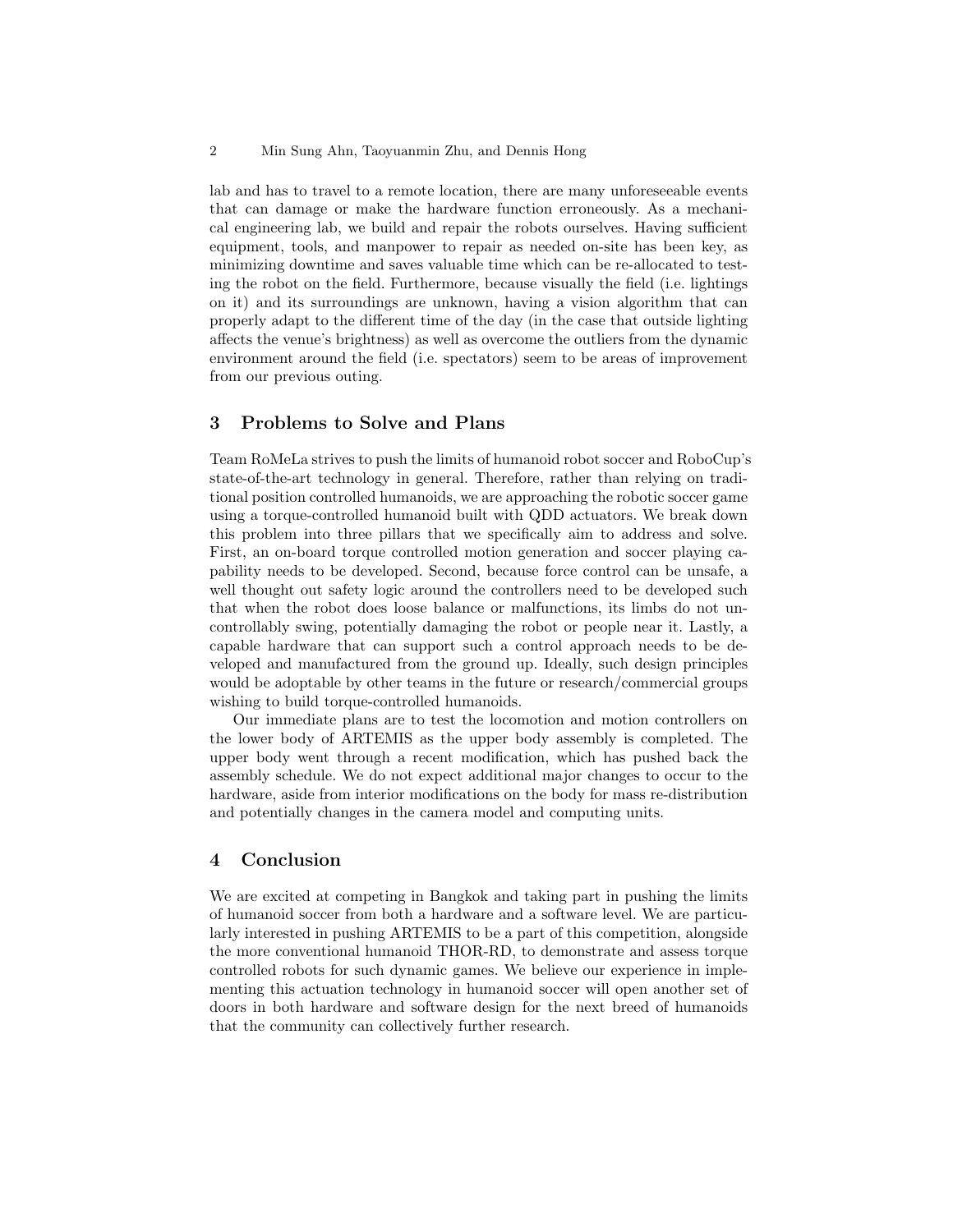lab and has to travel to a remote location, there are many unforeseeable events that can damage or make the hardware function erroneously. As a mechanical engineering lab, we build and repair the robots ourselves. Having sufficient equipment, tools, and manpower to repair as needed on-site has been key, as minimizing downtime and saves valuable time which can be re-allocated to testing the robot on the field. Furthermore, because visually the field (i.e. lightings on it) and its surroundings are unknown, having a vision algorithm that can properly adapt to the different time of the day (in the case that outside lighting affects the venue's brightness) as well as overcome the outliers from the dynamic environment around the field (i.e. spectators) seem to be areas of improvement from our previous outing.

## 3 Problems to Solve and Plans

Team RoMeLa strives to push the limits of humanoid robot soccer and RoboCup's state-of-the-art technology in general. Therefore, rather than relying on traditional position controlled humanoids, we are approaching the robotic soccer game using a torque-controlled humanoid built with QDD actuators. We break down this problem into three pillars that we specifically aim to address and solve. First, an on-board torque controlled motion generation and soccer playing capability needs to be developed. Second, because force control can be unsafe, a well thought out safety logic around the controllers need to be developed such that when the robot does loose balance or malfunctions, its limbs do not uncontrollably swing, potentially damaging the robot or people near it. Lastly, a capable hardware that can support such a control approach needs to be developed and manufactured from the ground up. Ideally, such design principles would be adoptable by other teams in the future or research/commercial groups wishing to build torque-controlled humanoids.

Our immediate plans are to test the locomotion and motion controllers on the lower body of ARTEMIS as the upper body assembly is completed. The upper body went through a recent modification, which has pushed back the assembly schedule. We do not expect additional major changes to occur to the hardware, aside from interior modifications on the body for mass re-distribution and potentially changes in the camera model and computing units.

## 4 Conclusion

We are excited at competing in Bangkok and taking part in pushing the limits of humanoid soccer from both a hardware and a software level. We are particularly interested in pushing ARTEMIS to be a part of this competition, alongside the more conventional humanoid THOR-RD, to demonstrate and assess torque controlled robots for such dynamic games. We believe our experience in implementing this actuation technology in humanoid soccer will open another set of doors in both hardware and software design for the next breed of humanoids that the community can collectively further research.